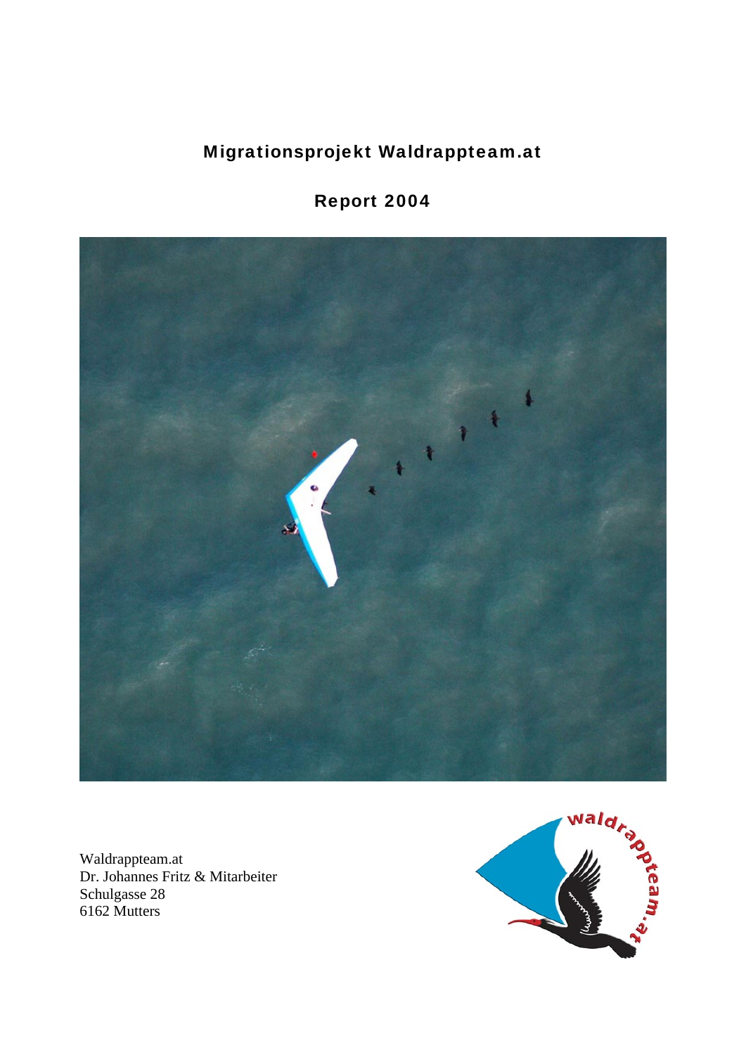# Migrationsprojekt Waldrappteam.at

## Report 2004

Waldrappteam.at
Dr. Johannes Fritz & Mitarbeiter
Schulgasse 28
6162 Mutters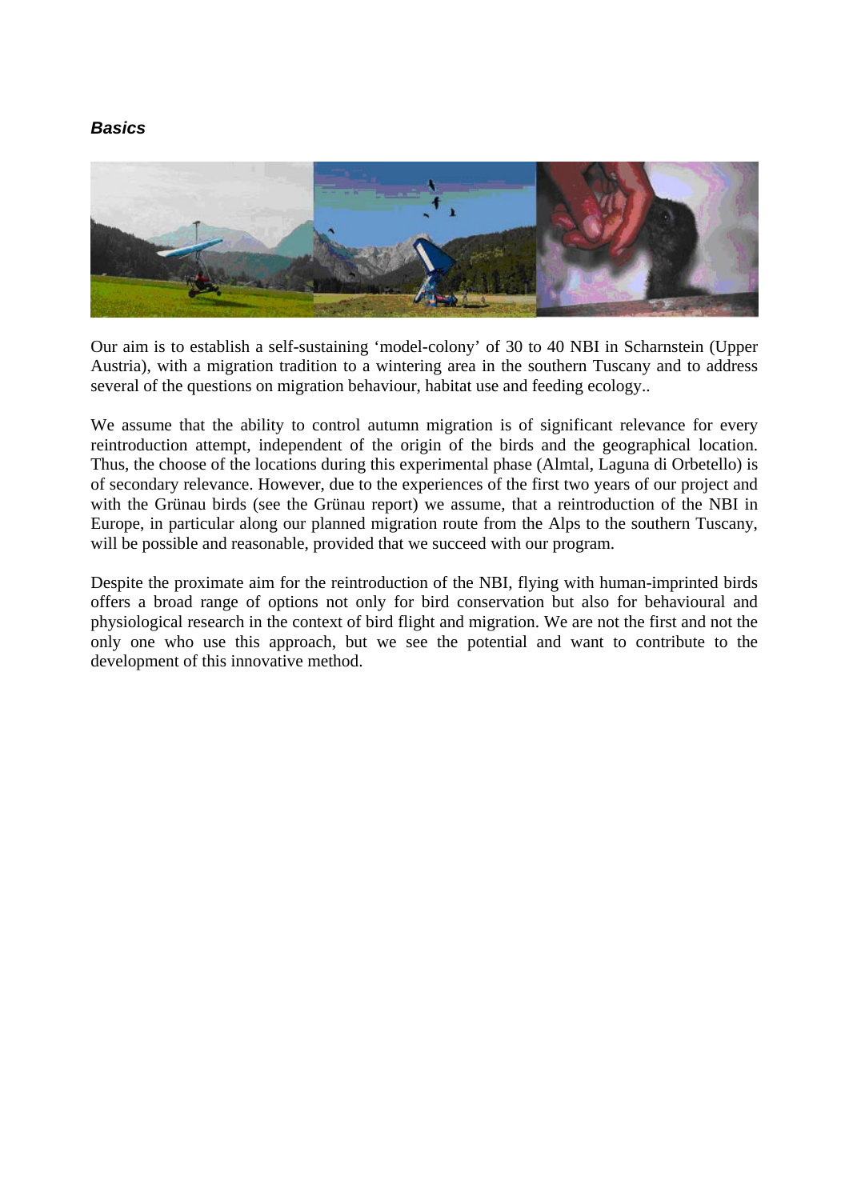***Basics***

Our aim is to establish a self-sustaining 'model-colony' of 30 to 40 NBI in Scharnstein (Upper Austria), with a migration tradition to a wintering area in the southern Tuscany and to address several of the questions on migration behaviour, habitat use and feeding ecology..

We assume that the ability to control autumn migration is of significant relevance for every reintroduction attempt, independent of the origin of the birds and the geographical location. Thus, the choose of the locations during this experimental phase (Almtal, Laguna di Orbetello) is of secondary relevance. However, due to the experiences of the first two years of our project and with the Grünau birds (see the Grünau report) we assume, that a reintroduction of the NBI in Europe, in particular along our planned migration route from the Alps to the southern Tuscany, will be possible and reasonable, provided that we succeed with our program.

Despite the proximate aim for the reintroduction of the NBI, flying with human-imprinted birds offers a broad range of options not only for bird conservation but also for behavioural and physiological research in the context of bird flight and migration. We are not the first and not the only one who use this approach, but we see the potential and want to contribute to the development of this innovative method.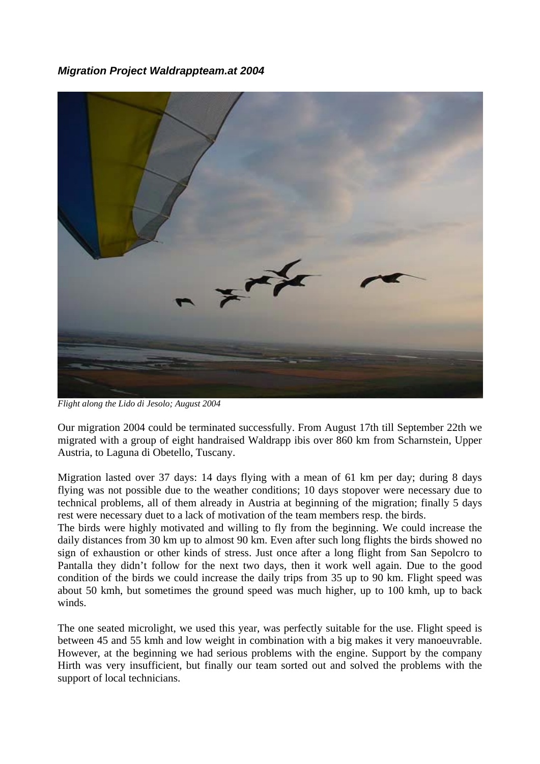***Migration Project Waldrappteam.at 2004***

*Flight along the Lido di Jesolo; August 2004*

Our migration 2004 could be terminated successfully. From August 17th till September 22th we migrated with a group of eight handraised Waldrapp ibis over 860 km from Scharnstein, Upper Austria, to Laguna di Obetello, Tuscany.

Migration lasted over 37 days: 14 days flying with a mean of 61 km per day; during 8 days flying was not possible due to the weather conditions; 10 days stopover were necessary due to technical problems, all of them already in Austria at beginning of the migration; finally 5 days rest were necessary duet to a lack of motivation of the team members resp. the birds.
The birds were highly motivated and willing to fly from the beginning. We could increase the daily distances from 30 km up to almost 90 km. Even after such long flights the birds showed no sign of exhaustion or other kinds of stress. Just once after a long flight from San Sepolcro to Pantalla they didn't follow for the next two days, then it work well again. Due to the good condition of the birds we could increase the daily trips from 35 up to 90 km. Flight speed was about 50 kmh, but sometimes the ground speed was much higher, up to 100 kmh, up to back winds.

The one seated microlight, we used this year, was perfectly suitable for the use. Flight speed is between 45 and 55 kmh and low weight in combination with a big makes it very manoeuvrable. However, at the beginning we had serious problems with the engine. Support by the company Hirth was very insufficient, but finally our team sorted out and solved the problems with the support of local technicians.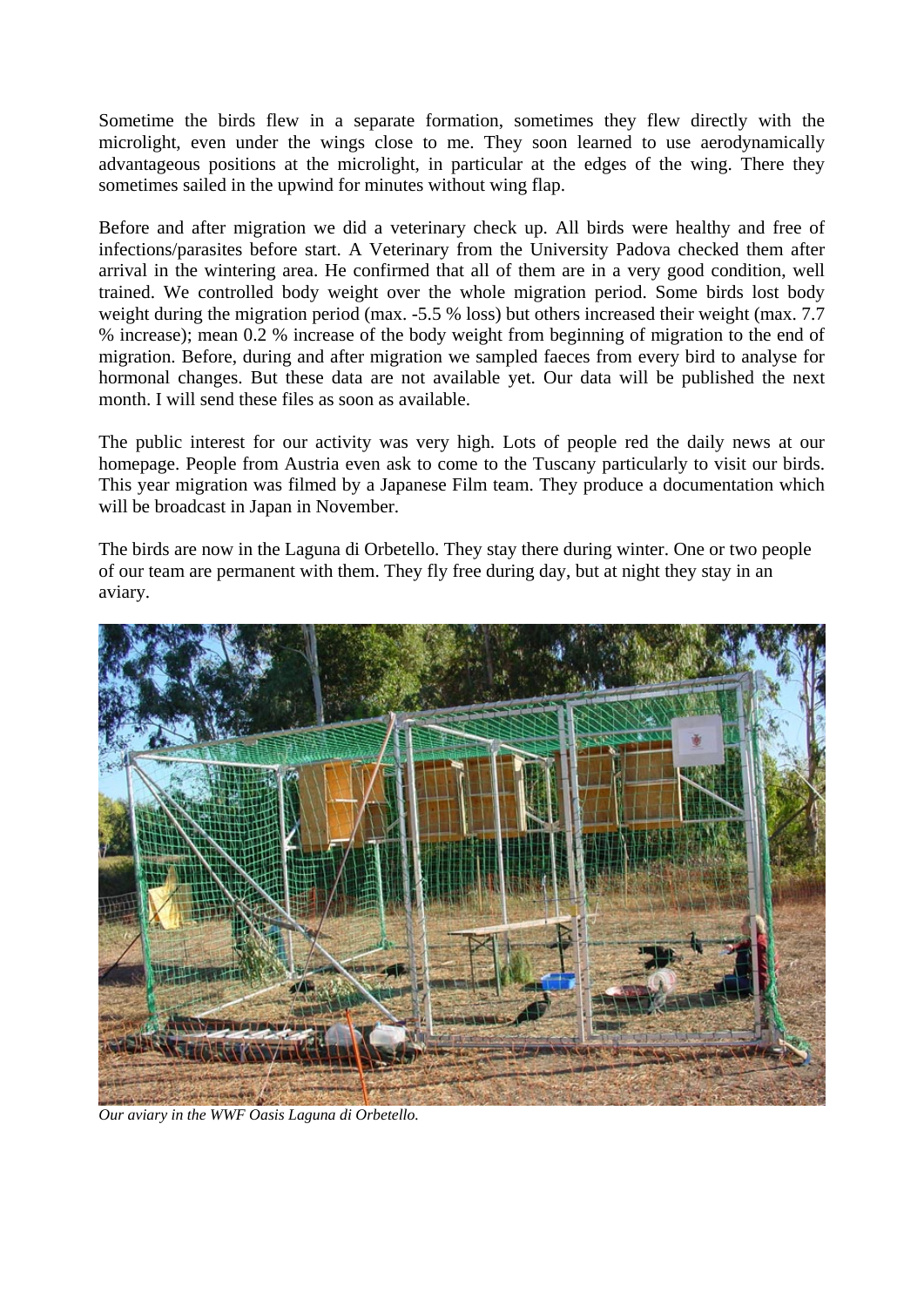Sometime the birds flew in a separate formation, sometimes they flew directly with the microlight, even under the wings close to me. They soon learned to use aerodynamically advantageous positions at the microlight, in particular at the edges of the wing. There they sometimes sailed in the upwind for minutes without wing flap.

Before and after migration we did a veterinary check up. All birds were healthy and free of infections/parasites before start. A Veterinary from the University Padova checked them after arrival in the wintering area. He confirmed that all of them are in a very good condition, well trained. We controlled body weight over the whole migration period. Some birds lost body weight during the migration period (max. -5.5 % loss) but others increased their weight (max. 7.7 % increase); mean 0.2 % increase of the body weight from beginning of migration to the end of migration. Before, during and after migration we sampled faeces from every bird to analyse for hormonal changes. But these data are not available yet. Our data will be published the next month. I will send these files as soon as available.

The public interest for our activity was very high. Lots of people red the daily news at our homepage. People from Austria even ask to come to the Tuscany particularly to visit our birds. This year migration was filmed by a Japanese Film team. They produce a documentation which will be broadcast in Japan in November.

The birds are now in the Laguna di Orbetello. They stay there during winter. One or two people of our team are permanent with them. They fly free during day, but at night they stay in an aviary.

*Our aviary in the WWF Oasis Laguna di Orbetello.*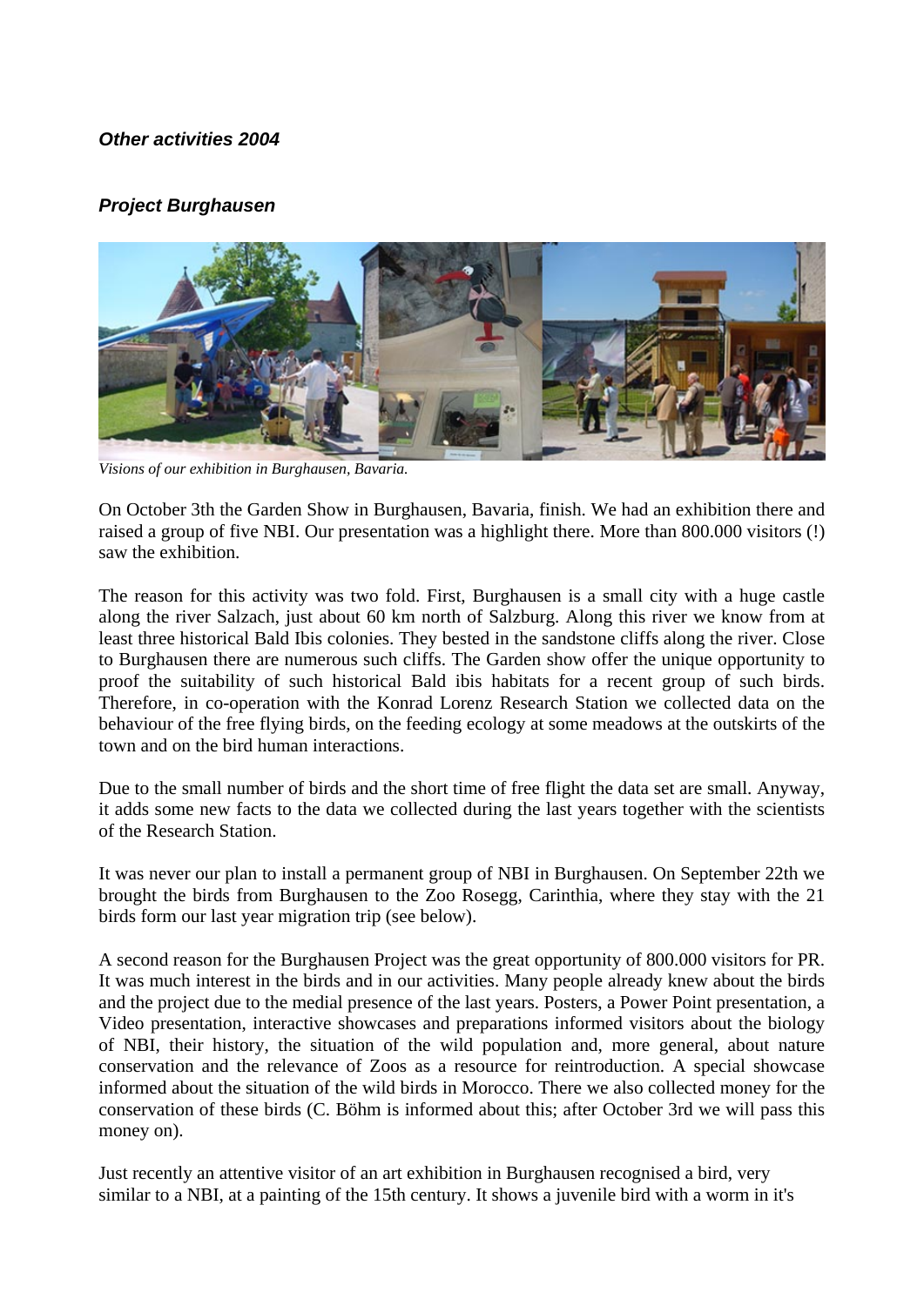***Other activities 2004***

***Project Burghausen***

*Visions of our exhibition in Burghausen, Bavaria.*

On October 3th the Garden Show in Burghausen, Bavaria, finish. We had an exhibition there and raised a group of five NBI. Our presentation was a highlight there. More than 800.000 visitors (!) saw the exhibition.

The reason for this activity was two fold. First, Burghausen is a small city with a huge castle along the river Salzach, just about 60 km north of Salzburg. Along this river we know from at least three historical Bald Ibis colonies. They bested in the sandstone cliffs along the river. Close to Burghausen there are numerous such cliffs. The Garden show offer the unique opportunity to proof the suitability of such historical Bald ibis habitats for a recent group of such birds. Therefore, in co-operation with the Konrad Lorenz Research Station we collected data on the behaviour of the free flying birds, on the feeding ecology at some meadows at the outskirts of the town and on the bird human interactions.

Due to the small number of birds and the short time of free flight the data set are small. Anyway, it adds some new facts to the data we collected during the last years together with the scientists of the Research Station.

It was never our plan to install a permanent group of NBI in Burghausen. On September 22th we brought the birds from Burghausen to the Zoo Rosegg, Carinthia, where they stay with the 21 birds form our last year migration trip (see below).

A second reason for the Burghausen Project was the great opportunity of 800.000 visitors for PR. It was much interest in the birds and in our activities. Many people already knew about the birds and the project due to the medial presence of the last years. Posters, a Power Point presentation, a Video presentation, interactive showcases and preparations informed visitors about the biology of NBI, their history, the situation of the wild population and, more general, about nature conservation and the relevance of Zoos as a resource for reintroduction. A special showcase informed about the situation of the wild birds in Morocco. There we also collected money for the conservation of these birds (C. Böhm is informed about this; after October 3rd we will pass this money on).

Just recently an attentive visitor of an art exhibition in Burghausen recognised a bird, very similar to a NBI, at a painting of the 15th century. It shows a juvenile bird with a worm in it's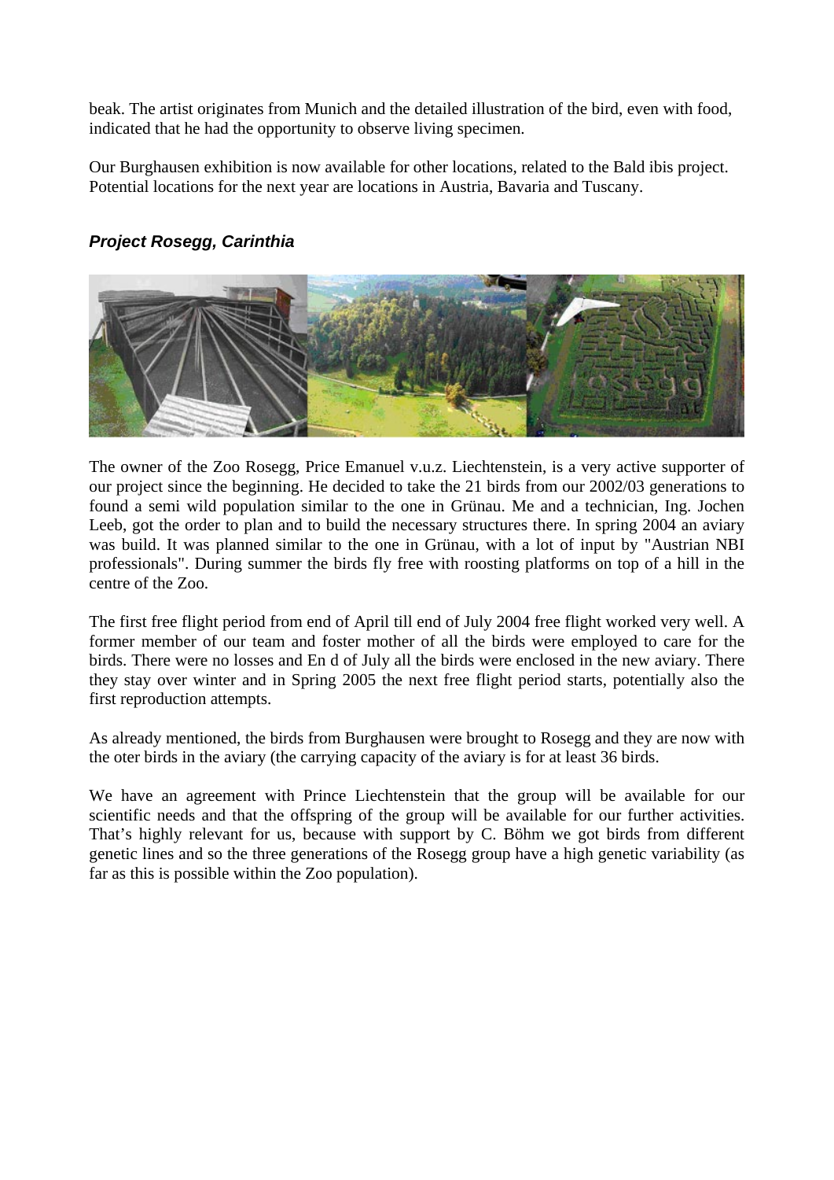beak. The artist originates from Munich and the detailed illustration of the bird, even with food, indicated that he had the opportunity to observe living specimen.

Our Burghausen exhibition is now available for other locations, related to the Bald ibis project. Potential locations for the next year are locations in Austria, Bavaria and Tuscany.

### ***Project Rosegg, Carinthia***

The owner of the Zoo Rosegg, Price Emanuel v.u.z. Liechtenstein, is a very active supporter of our project since the beginning. He decided to take the 21 birds from our 2002/03 generations to found a semi wild population similar to the one in Grünau. Me and a technician, Ing. Jochen Leeb, got the order to plan and to build the necessary structures there. In spring 2004 an aviary was build. It was planned similar to the one in Grünau, with a lot of input by "Austrian NBI professionals". During summer the birds fly free with roosting platforms on top of a hill in the centre of the Zoo.

The first free flight period from end of April till end of July 2004 free flight worked very well. A former member of our team and foster mother of all the birds were employed to care for the birds. There were no losses and En d of July all the birds were enclosed in the new aviary. There they stay over winter and in Spring 2005 the next free flight period starts, potentially also the first reproduction attempts.

As already mentioned, the birds from Burghausen were brought to Rosegg and they are now with the oter birds in the aviary (the carrying capacity of the aviary is for at least 36 birds.

We have an agreement with Prince Liechtenstein that the group will be available for our scientific needs and that the offspring of the group will be available for our further activities. That's highly relevant for us, because with support by C. Böhm we got birds from different genetic lines and so the three generations of the Rosegg group have a high genetic variability (as far as this is possible within the Zoo population).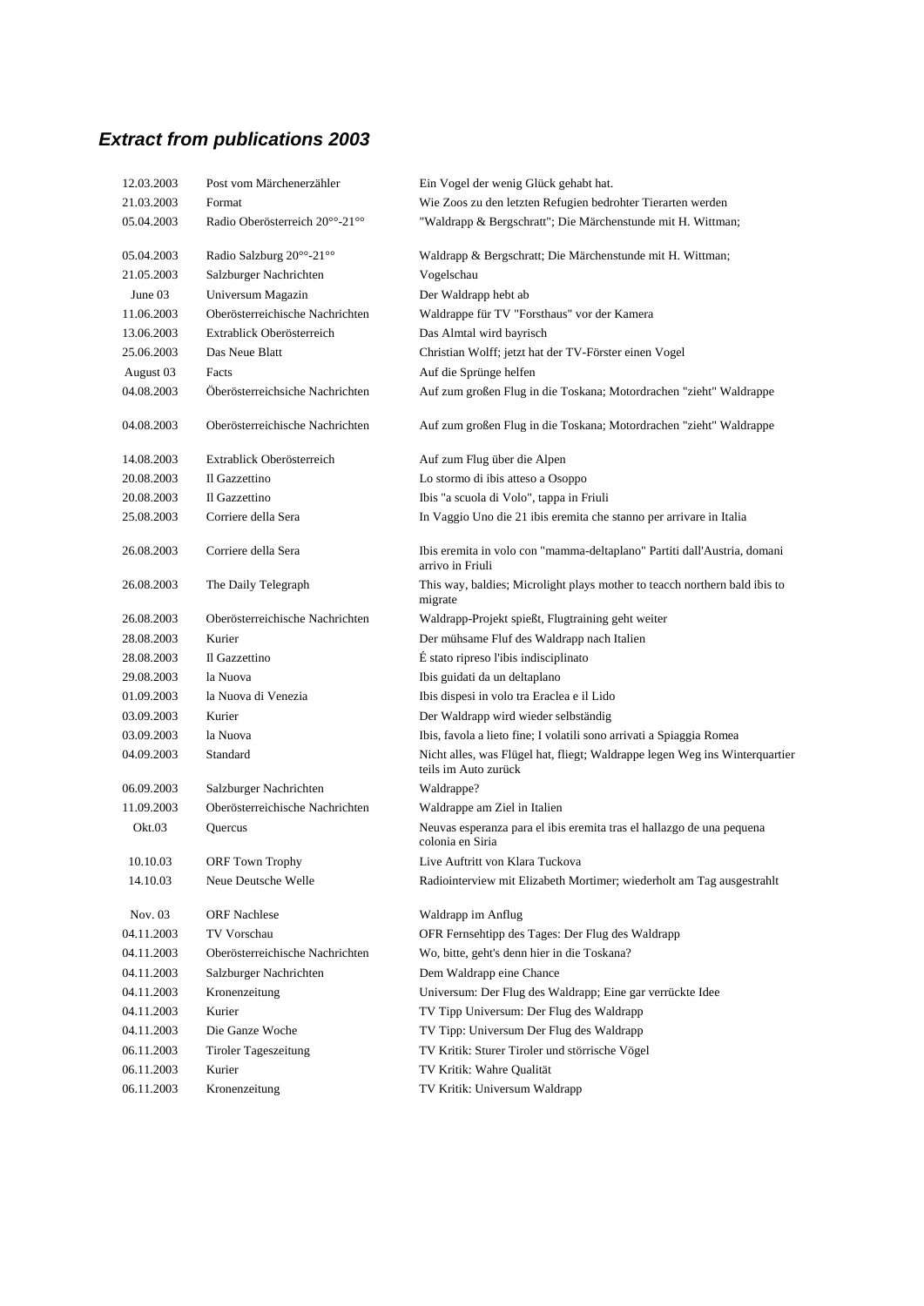## ***Extract from publications 2003***

| | | |
|---|---|---|
| 12.03.2003 | Post vom Märchenerzähler | Ein Vogel der wenig Glück gehabt hat. |
| 21.03.2003 | Format | Wie Zoos zu den letzten Refugien bedrohter Tierarten werden |
| 05.04.2003 | Radio Oberösterreich 20°°-21°° | "Waldrapp & Bergschratt"; Die Märchenstunde mit H. Wittman; |
| 05.04.2003 | Radio Salzburg 20°°-21°° | Waldrapp & Bergschratt; Die Märchenstunde mit H. Wittman; |
| 21.05.2003 | Salzburger Nachrichten | Vogelschau |
| June 03 | Universum Magazin | Der Waldrapp hebt ab |
| 11.06.2003 | Oberösterreichische Nachrichten | Waldrappe für TV "Forsthaus" vor der Kamera |
| 13.06.2003 | Extrablick Oberösterreich | Das Almtal wird bayrisch |
| 25.06.2003 | Das Neue Blatt | Christian Wolff; jetzt hat der TV-Förster einen Vogel |
| August 03 | Facts | Auf die Sprünge helfen |
| 04.08.2003 | Öberösterreichsiche Nachrichten | Auf zum großen Flug in die Toskana; Motordrachen "zieht" Waldrappe |
| 04.08.2003 | Oberösterreichische Nachrichten | Auf zum großen Flug in die Toskana; Motordrachen "zieht" Waldrappe |
| 14.08.2003 | Extrablick Oberösterreich | Auf zum Flug über die Alpen |
| 20.08.2003 | Il Gazzettino | Lo stormo di ibis atteso a Osoppo |
| 20.08.2003 | Il Gazzettino | Ibis "a scuola di Volo", tappa in Friuli |
| 25.08.2003 | Corriere della Sera | In Vaggio Uno die 21 ibis eremita che stanno per arrivare in Italia |
| 26.08.2003 | Corriere della Sera | Ibis eremita in volo con "mamma-deltaplano" Partiti dall'Austria, domani arrivo in Friuli |
| 26.08.2003 | The Daily Telegraph | This way, baldies; Microlight plays mother to teacch northern bald ibis to migrate |
| 26.08.2003 | Oberösterreichische Nachrichten | Waldrapp-Projekt spießt, Flugtraining geht weiter |
| 28.08.2003 | Kurier | Der mühsame Fluf des Waldrapp nach Italien |
| 28.08.2003 | Il Gazzettino | É stato ripreso l'ibis indisciplinato |
| 29.08.2003 | la Nuova | Ibis guidati da un deltaplano |
| 01.09.2003 | la Nuova di Venezia | Ibis dispesi in volo tra Eraclea e il Lido |
| 03.09.2003 | Kurier | Der Waldrapp wird wieder selbständig |
| 03.09.2003 | la Nuova | Ibis, favola a lieto fine; I volatili sono arrivati a Spiaggia Romea |
| 04.09.2003 | Standard | Nicht alles, was Flügel hat, fliegt; Waldrappe legen Weg ins Winterquartier teils im Auto zurück |
| 06.09.2003 | Salzburger Nachrichten | Waldrappe? |
| 11.09.2003 | Oberösterreichische Nachrichten | Waldrappe am Ziel in Italien |
| Okt.03 | Quercus | Neuvas esperanza para el ibis eremita tras el hallazgo de una pequena colonia en Siria |
| 10.10.03 | ORF Town Trophy | Live Auftritt von Klara Tuckova |
| 14.10.03 | Neue Deutsche Welle | Radiointerview mit Elizabeth Mortimer; wiederholt am Tag ausgestrahlt |
| Nov. 03 | ORF Nachlese | Waldrapp im Anflug |
| 04.11.2003 | TV Vorschau | OFR Fernsehtipp des Tages: Der Flug des Waldrapp |
| 04.11.2003 | Oberösterreichische Nachrichten | Wo, bitte, geht's denn hier in die Toskana? |
| 04.11.2003 | Salzburger Nachrichten | Dem Waldrapp eine Chance |
| 04.11.2003 | Kronenzeitung | Universum: Der Flug des Waldrapp; Eine gar verrückte Idee |
| 04.11.2003 | Kurier | TV Tipp Universum: Der Flug des Waldrapp |
| 04.11.2003 | Die Ganze Woche | TV Tipp: Universum Der Flug des Waldrapp |
| 06.11.2003 | Tiroler Tageszeitung | TV Kritik: Sturer Tiroler und störrische Vögel |
| 06.11.2003 | Kurier | TV Kritik: Wahre Qualität |
| 06.11.2003 | Kronenzeitung | TV Kritik: Universum Waldrapp |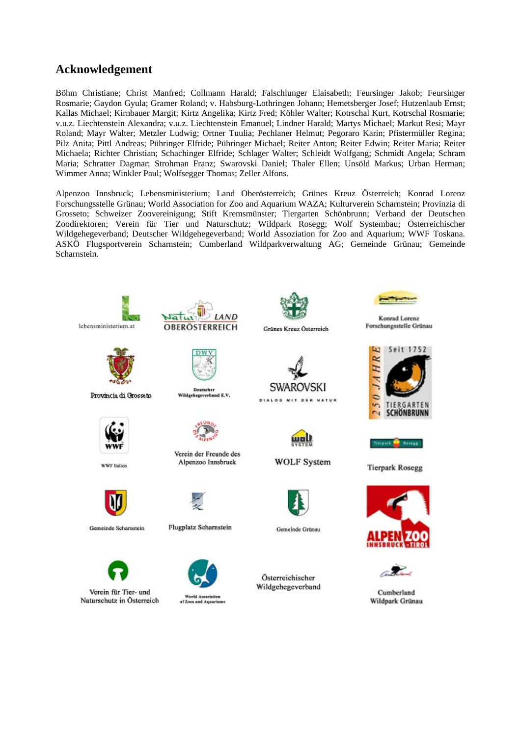## Acknowledgement

Böhm Christiane; Christ Manfred; Collmann Harald; Falschlunger Elaisabeth; Feursinger Jakob; Feursinger Rosmarie; Gaydon Gyula; Gramer Roland; v. Habsburg-Lothringen Johann; Hemetsberger Josef; Hutzenlaub Ernst; Kallas Michael; Kirnbauer Margit; Kirtz Angelika; Kirtz Fred; Köhler Walter; Kotrschal Kurt, Kotrschal Rosmarie; v.u.z. Liechtenstein Alexandra; v.u.z. Liechtenstein Emanuel; Lindner Harald; Martys Michael; Markut Resi; Mayr Roland; Mayr Walter; Metzler Ludwig; Ortner Tuulia; Pechlaner Helmut; Pegoraro Karin; Pfistermüller Regina; Pilz Anita; Pittl Andreas; Pühringer Elfride; Pühringer Michael; Reiter Anton; Reiter Edwin; Reiter Maria; Reiter Michaela; Richter Christian; Schachinger Elfride; Schlager Walter; Schleidt Wolfgang; Schmidt Angela; Schram Maria; Schratter Dagmar; Strohman Franz; Swarovski Daniel; Thaler Ellen; Unsöld Markus; Urban Herman; Wimmer Anna; Winkler Paul; Wolfsegger Thomas; Zeller Alfons.

Alpenzoo Innsbruck; Lebensministerium; Land Oberösterreich; Grünes Kreuz Österreich; Konrad Lorenz Forschungsstelle Grünau; World Association for Zoo and Aquarium WAZA; Kulturverein Scharnstein; Provinzia di Grosseto; Schweizer Zoovereinigung; Stift Kremsmünster; Tiergarten Schönbrunn; Verband der Deutschen Zoodirektoren; Verein für Tier und Naturschutz; Wildpark Rosegg; Wolf Systembau; Österreichischer Wildgehegeverband; Deutscher Wildgehegeverband; World Assoziation for Zoo and Aquarium; WWF Toskana. ASKÖ Flugsportverein Scharnstein; Cumberland Wildparkverwaltung AG; Gemeinde Grünau; Gemeinde Scharnstein.

lebensministerium.at

Natur LAND OBERÖSTERREICH

Grünes Kreuz Österreich

Konrad Lorenz Forschungsstelle Grünau

Provincia di Grosseto

Deutscher Wildgehegeverband E.V.

SWAROVSKI DIALOG MIT DER NATUR

250 JAHRE Seit 1752 TIERGARTEN SCHÖNBRUNN

WWF Italien

Verein der Freunde des Alpenzoo Innsbruck

WOLF System

Tierpark Rosegg

Gemeinde Scharnstein

Flugplatz Scharnstein

Gemeinde Grünau

ALPENZOO INNSBRUCK TIROL

Verein für Tier- und Naturschutz in Österreich

World Association of Zoos and Aquariums

Österreichischer Wildgehegeverband

Cumberland Wildpark Grünau